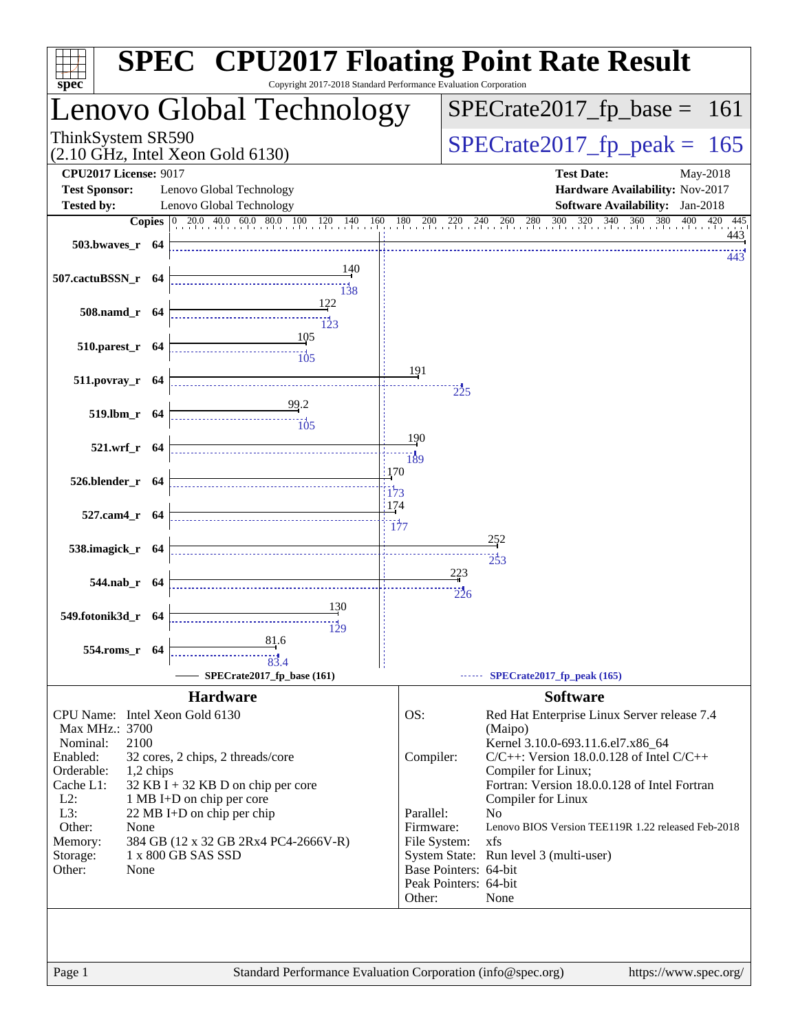# SPEC CPU2017 Floating Point Rate Result

Copyright 2017-2018 Standard Performance Evaluation Corporation

## Lenovo Global Technology

ThinkSystem SR590
(2.10 GHz, Intel Xeon Gold 6130)

SPECrate2017_fp_base = 161

SPECrate2017_fp_peak = 165

**CPU2017 License:** 9017
**Test Sponsor:** Lenovo Global Technology
**Tested by:** Lenovo Global Technology

**Test Date:** May-2018
**Hardware Availability:** Nov-2017
**Software Availability:** Jan-2018

| Benchmark | Copies | Base | Peak |
|---|---|---|---|
| 503.bwaves_r | 64 | 443 | 443 |
| 507.cactuBSSN_r | 64 | 140 | 138 |
| 508.namd_r | 64 | 122 | 123 |
| 510.parest_r | 64 | 105 | 105 |
| 511.povray_r | 64 | 191 | 225 |
| 519.lbm_r | 64 | 99.2 | 105 |
| 521.wrf_r | 64 | 190 | 189 |
| 526.blender_r | 64 | 170 | 173 |
| 527.cam4_r | 64 | 174 | 177 |
| 538.imagick_r | 64 | 252 | 253 |
| 544.nab_r | 64 | 223 | 226 |
| 549.fotonik3d_r | 64 | 130 | 129 |
| 554.roms_r | 64 | 81.6 | 83.4 |

SPECrate2017_fp_base (161) — SPECrate2017_fp_peak (165)

### Hardware

- **CPU Name:** Intel Xeon Gold 6130
- **Max MHz.:** 3700
- **Nominal:** 2100
- **Enabled:** 32 cores, 2 chips, 2 threads/core
- **Orderable:** 1,2 chips
- **Cache L1:** 32 KB I + 32 KB D on chip per core
- **L2:** 1 MB I+D on chip per core
- **L3:** 22 MB I+D on chip per chip
- **Other:** None
- **Memory:** 384 GB (12 x 32 GB 2Rx4 PC4-2666V-R)
- **Storage:** 1 x 800 GB SAS SSD
- **Other:** None

### Software

- **OS:** Red Hat Enterprise Linux Server release 7.4 (Maipo) Kernel 3.10.0-693.11.6.el7.x86_64
- **Compiler:** C/C++: Version 18.0.0.128 of Intel C/C++ Compiler for Linux; Fortran: Version 18.0.0.128 of Intel Fortran Compiler for Linux
- **Parallel:** No
- **Firmware:** Lenovo BIOS Version TEE119R 1.22 released Feb-2018
- **File System:** xfs
- **System State:** Run level 3 (multi-user)
- **Base Pointers:** 64-bit
- **Peak Pointers:** 64-bit
- **Other:** None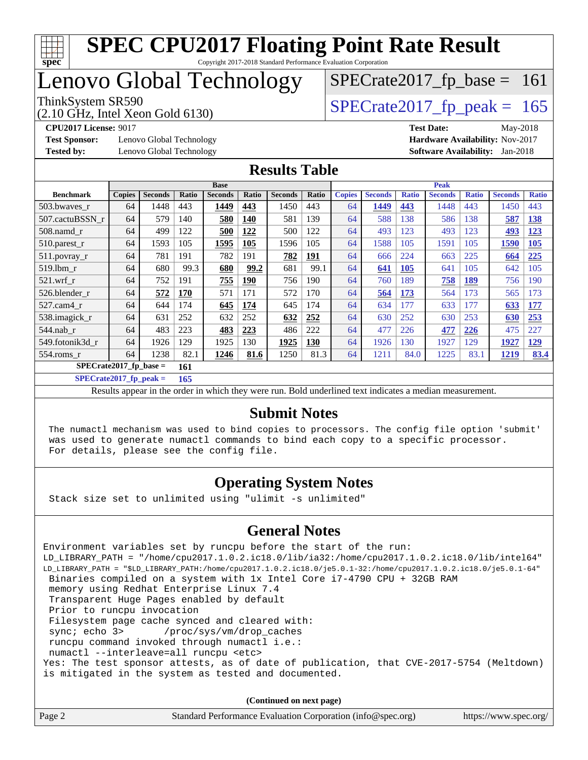# SPEC CPU2017 Floating Point Rate Result

Copyright 2017-2018 Standard Performance Evaluation Corporation

## Lenovo Global Technology

ThinkSystem SR590
(2.10 GHz, Intel Xeon Gold 6130)

SPECrate2017_fp_base = 161

SPECrate2017_fp_peak = 165

**CPU2017 License:** 9017
**Test Sponsor:** Lenovo Global Technology
**Tested by:** Lenovo Global Technology

**Test Date:** May-2018
**Hardware Availability:** Nov-2017
**Software Availability:** Jan-2018

## Results Table

| | Base | | | | | | | Peak | | | | | | |
|---|---|---|---|---|---|---|---|---|---|---|---|---|---|---|
| **Benchmark** | **Copies** | **Seconds** | **Ratio** | **Seconds** | **Ratio** | **Seconds** | **Ratio** | **Copies** | **Seconds** | **Ratio** | **Seconds** | **Ratio** | **Seconds** | **Ratio** |
| 503.bwaves_r | 64 | 1448 | 443 | **1449** | **443** | 1450 | 443 | 64 | **1449** | **443** | 1448 | 443 | 1450 | 443 |
| 507.cactuBSSN_r | 64 | 579 | 140 | **580** | **140** | 581 | 139 | 64 | 588 | 138 | 586 | 138 | **587** | **138** |
| 508.namd_r | 64 | 499 | 122 | **500** | **122** | 500 | 122 | 64 | 493 | 123 | 493 | 123 | **493** | **123** |
| 510.parest_r | 64 | 1593 | 105 | **1595** | **105** | 1596 | 105 | 64 | 1588 | 105 | 1591 | 105 | **1590** | **105** |
| 511.povray_r | 64 | 781 | 191 | 782 | 191 | **782** | **191** | 64 | 666 | 224 | 663 | 225 | **664** | **225** |
| 519.lbm_r | 64 | 680 | 99.3 | **680** | **99.2** | 681 | 99.1 | 64 | **641** | **105** | 641 | 105 | 642 | 105 |
| 521.wrf_r | 64 | 752 | 191 | **755** | **190** | 756 | 190 | 64 | 760 | 189 | **758** | **189** | 756 | 190 |
| 526.blender_r | 64 | **572** | **170** | 571 | 171 | 572 | 170 | 64 | **564** | **173** | 564 | 173 | 565 | 173 |
| 527.cam4_r | 64 | 644 | 174 | **645** | **174** | 645 | 174 | 64 | 634 | 177 | 633 | 177 | **633** | **177** |
| 538.imagick_r | 64 | 631 | 252 | 632 | 252 | **632** | **252** | 64 | 630 | 252 | 630 | 253 | **630** | **253** |
| 544.nab_r | 64 | 483 | 223 | **483** | **223** | 486 | 222 | 64 | 477 | 226 | **477** | **226** | 475 | 227 |
| 549.fotonik3d_r | 64 | 1926 | 129 | 1925 | 130 | **1925** | **130** | 64 | 1926 | 130 | 1927 | 129 | **1927** | **129** |
| 554.roms_r | 64 | 1238 | 82.1 | **1246** | **81.6** | 1250 | 81.3 | 64 | 1211 | 84.0 | 1225 | 83.1 | **1219** | **83.4** |

**SPECrate2017_fp_base = 161**

**SPECrate2017_fp_peak = 165**

Results appear in the order in which they were run. Bold underlined text indicates a median measurement.

## Submit Notes

```
The numactl mechanism was used to bind copies to processors. The config file option 'submit'
was used to generate numactl commands to bind each copy to a specific processor.
For details, please see the config file.
```

## Operating System Notes

```
Stack size set to unlimited using "ulimit -s unlimited"
```

## General Notes

```
Environment variables set by runcpu before the start of the run:
LD_LIBRARY_PATH = "/home/cpu2017.1.0.2.ic18.0/lib/ia32:/home/cpu2017.1.0.2.ic18.0/lib/intel64"
LD_LIBRARY_PATH = "$LD_LIBRARY_PATH:/home/cpu2017.1.0.2.ic18.0/je5.0.1-32:/home/cpu2017.1.0.2.ic18.0/je5.0.1-64"
 Binaries compiled on a system with 1x Intel Core i7-4790 CPU + 32GB RAM
 memory using Redhat Enterprise Linux 7.4
 Transparent Huge Pages enabled by default
 Prior to runcpu invocation
 Filesystem page cache synced and cleared with:
 sync; echo 3>       /proc/sys/vm/drop_caches
 runcpu command invoked through numactl i.e.:
 numactl --interleave=all runcpu <etc>
Yes: The test sponsor attests, as of date of publication, that CVE-2017-5754 (Meltdown)
is mitigated in the system as tested and documented.
```

**(Continued on next page)**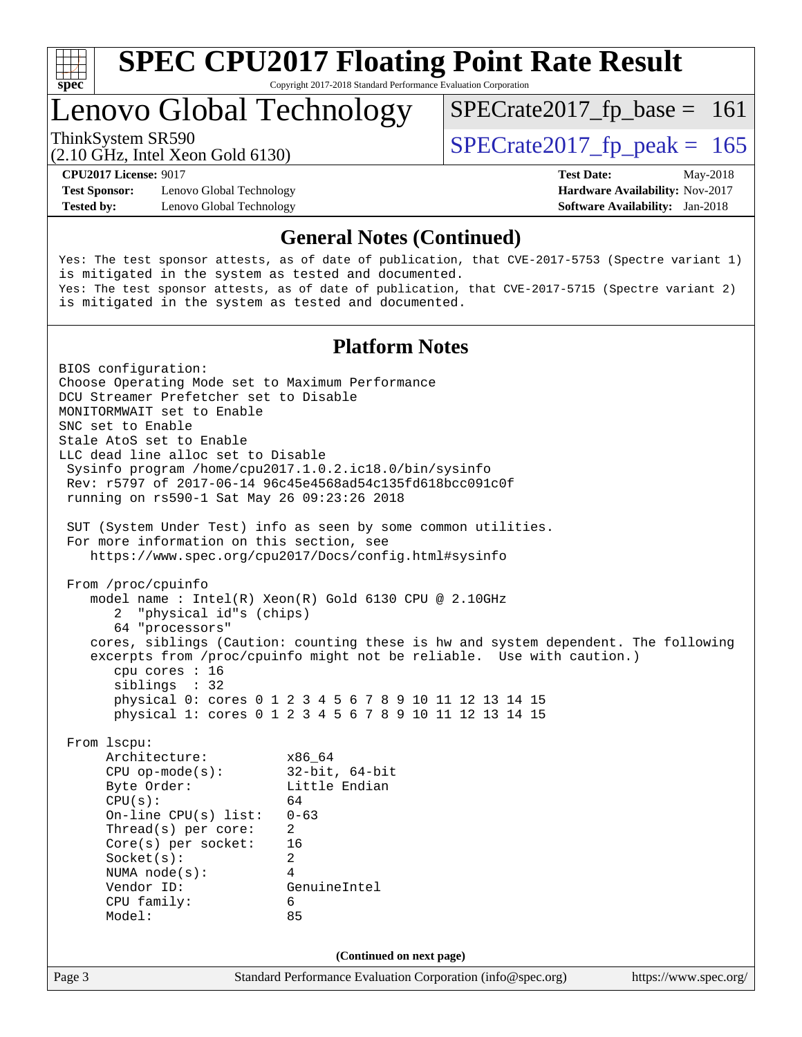# SPEC CPU2017 Floating Point Rate Result

Copyright 2017-2018 Standard Performance Evaluation Corporation

## Lenovo Global Technology

ThinkSystem SR590
(2.10 GHz, Intel Xeon Gold 6130)

SPECrate2017_fp_base = 161

SPECrate2017_fp_peak = 165

**CPU2017 License:** 9017
**Test Sponsor:** Lenovo Global Technology
**Tested by:** Lenovo Global Technology

**Test Date:** May-2018
**Hardware Availability:** Nov-2017
**Software Availability:** Jan-2018

## General Notes (Continued)

```
Yes: The test sponsor attests, as of date of publication, that CVE-2017-5753 (Spectre variant 1)
is mitigated in the system as tested and documented.
Yes: The test sponsor attests, as of date of publication, that CVE-2017-5715 (Spectre variant 2)
is mitigated in the system as tested and documented.
```

## Platform Notes

```
BIOS configuration:
Choose Operating Mode set to Maximum Performance
DCU Streamer Prefetcher set to Disable
MONITORMWAIT set to Enable
SNC set to Enable
Stale AtoS set to Enable
LLC dead line alloc set to Disable
 Sysinfo program /home/cpu2017.1.0.2.ic18.0/bin/sysinfo
 Rev: r5797 of 2017-06-14 96c45e4568ad54c135fd618bcc091c0f
 running on rs590-1 Sat May 26 09:23:26 2018

 SUT (System Under Test) info as seen by some common utilities.
 For more information on this section, see
    https://www.spec.org/cpu2017/Docs/config.html#sysinfo

 From /proc/cpuinfo
    model name : Intel(R) Xeon(R) Gold 6130 CPU @ 2.10GHz
       2  "physical id"s (chips)
       64 "processors"
    cores, siblings (Caution: counting these is hw and system dependent. The following
    excerpts from /proc/cpuinfo might not be reliable.  Use with caution.)
       cpu cores : 16
       siblings  : 32
       physical 0: cores 0 1 2 3 4 5 6 7 8 9 10 11 12 13 14 15
       physical 1: cores 0 1 2 3 4 5 6 7 8 9 10 11 12 13 14 15

 From lscpu:
      Architecture:          x86_64
      CPU op-mode(s):        32-bit, 64-bit
      Byte Order:            Little Endian
      CPU(s):                64
      On-line CPU(s) list:   0-63
      Thread(s) per core:    2
      Core(s) per socket:    16
      Socket(s):             2
      NUMA node(s):          4
      Vendor ID:             GenuineIntel
      CPU family:            6
      Model:                 85
```

(Continued on next page)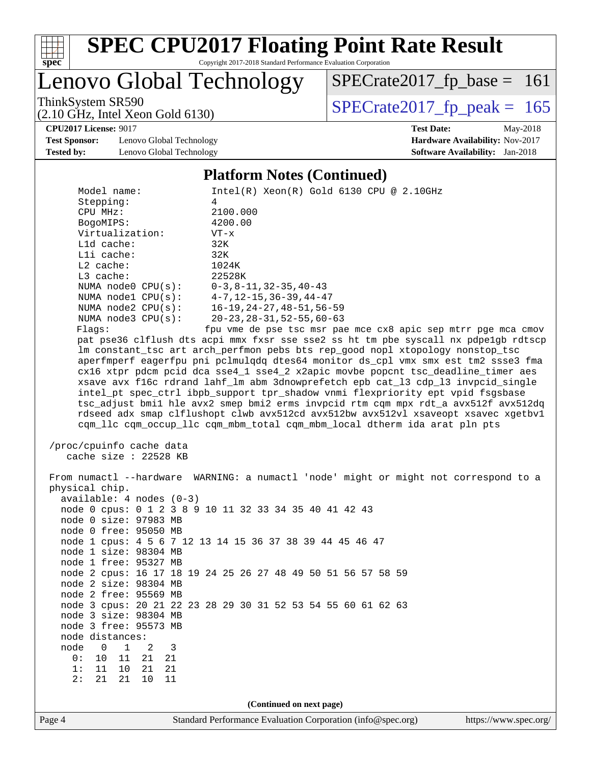# SPEC CPU2017 Floating Point Rate Result

Copyright 2017-2018 Standard Performance Evaluation Corporation

## Lenovo Global Technology

ThinkSystem SR590
(2.10 GHz, Intel Xeon Gold 6130)

SPECrate2017_fp_base = 161

SPECrate2017_fp_peak = 165

**CPU2017 License:** 9017
**Test Sponsor:** Lenovo Global Technology
**Tested by:** Lenovo Global Technology

**Test Date:** May-2018
**Hardware Availability:** Nov-2017
**Software Availability:** Jan-2018

### Platform Notes (Continued)

```
    Model name:              Intel(R) Xeon(R) Gold 6130 CPU @ 2.10GHz
    Stepping:                4
    CPU MHz:                 2100.000
    BogoMIPS:                4200.00
    Virtualization:          VT-x
    L1d cache:               32K
    L1i cache:               32K
    L2 cache:                1024K
    L3 cache:                22528K
    NUMA node0 CPU(s):       0-3,8-11,32-35,40-43
    NUMA node1 CPU(s):       4-7,12-15,36-39,44-47
    NUMA node2 CPU(s):       16-19,24-27,48-51,56-59
    NUMA node3 CPU(s):       20-23,28-31,52-55,60-63
    Flags:                  fpu vme de pse tsc msr pae mce cx8 apic sep mtrr pge mca cmov
    pat pse36 clflush dts acpi mmx fxsr sse sse2 ss ht tm pbe syscall nx pdpe1gb rdtscp
    lm constant_tsc art arch_perfmon pebs bts rep_good nopl xtopology nonstop_tsc
    aperfmperf eagerfpu pni pclmulqdq dtes64 monitor ds_cpl vmx smx est tm2 ssse3 fma
    cx16 xtpr pdcm pcid dca sse4_1 sse4_2 x2apic movbe popcnt tsc_deadline_timer aes
    xsave avx f16c rdrand lahf_lm abm 3dnowprefetch epb cat_l3 cdp_l3 invpcid_single
    intel_pt spec_ctrl ibpb_support tpr_shadow vnmi flexpriority ept vpid fsgsbase
    tsc_adjust bmi1 hle avx2 smep bmi2 erms invpcid rtm cqm mpx rdt_a avx512f avx512dq
    rdseed adx smap clflushopt clwb avx512cd avx512bw avx512vl xsaveopt xsavec xgetbv1
    cqm_llc cqm_occup_llc cqm_mbm_total cqm_mbm_local dtherm ida arat pln pts

 /proc/cpuinfo cache data
    cache size : 22528 KB

 From numactl --hardware  WARNING: a numactl 'node' might or might not correspond to a
 physical chip.
   available: 4 nodes (0-3)
   node 0 cpus: 0 1 2 3 8 9 10 11 32 33 34 35 40 41 42 43
   node 0 size: 97983 MB
   node 0 free: 95050 MB
   node 1 cpus: 4 5 6 7 12 13 14 15 36 37 38 39 44 45 46 47
   node 1 size: 98304 MB
   node 1 free: 95327 MB
   node 2 cpus: 16 17 18 19 24 25 26 27 48 49 50 51 56 57 58 59
   node 2 size: 98304 MB
   node 2 free: 95569 MB
   node 3 cpus: 20 21 22 23 28 29 30 31 52 53 54 55 60 61 62 63
   node 3 size: 98304 MB
   node 3 free: 95573 MB
   node distances:
   node   0   1   2   3
     0:  10  11  21  21
     1:  11  10  21  21
     2:  21  21  10  11
```

(Continued on next page)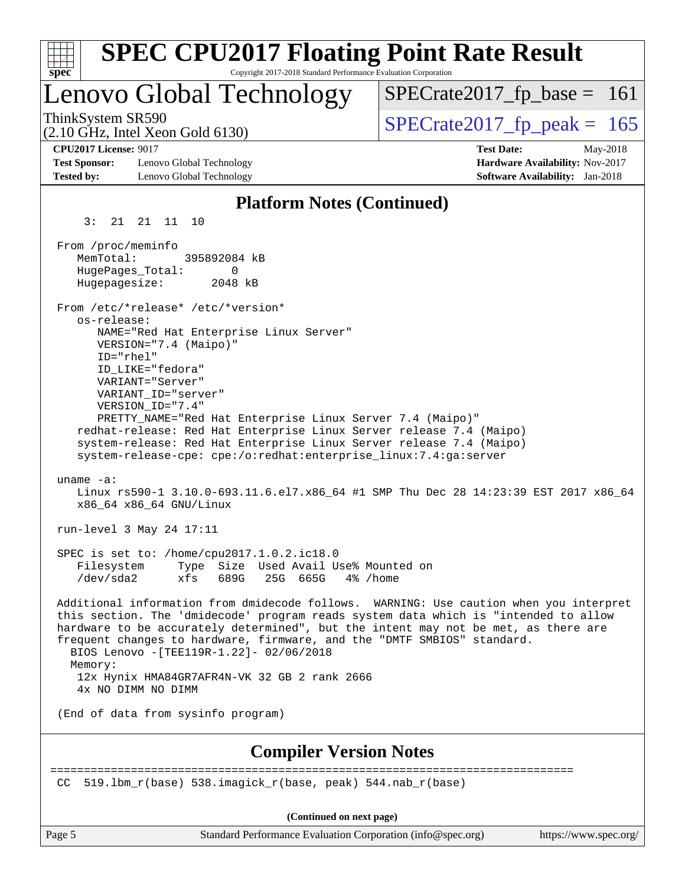# SPEC CPU2017 Floating Point Rate Result

Copyright 2017-2018 Standard Performance Evaluation Corporation

## Lenovo Global Technology

ThinkSystem SR590
(2.10 GHz, Intel Xeon Gold 6130)

SPECrate2017_fp_base = 161

SPECrate2017_fp_peak = 165

**CPU2017 License:** 9017
**Test Sponsor:** Lenovo Global Technology
**Tested by:** Lenovo Global Technology

**Test Date:** May-2018
**Hardware Availability:** Nov-2017
**Software Availability:** Jan-2018

### Platform Notes (Continued)

```
     3:  21  21  11  10

  From /proc/meminfo
     MemTotal:       395892084 kB
     HugePages_Total:       0
     Hugepagesize:       2048 kB

  From /etc/*release* /etc/*version*
     os-release:
        NAME="Red Hat Enterprise Linux Server"
        VERSION="7.4 (Maipo)"
        ID="rhel"
        ID_LIKE="fedora"
        VARIANT="Server"
        VARIANT_ID="server"
        VERSION_ID="7.4"
        PRETTY_NAME="Red Hat Enterprise Linux Server 7.4 (Maipo)"
     redhat-release: Red Hat Enterprise Linux Server release 7.4 (Maipo)
     system-release: Red Hat Enterprise Linux Server release 7.4 (Maipo)
     system-release-cpe: cpe:/o:redhat:enterprise_linux:7.4:ga:server

  uname -a:
     Linux rs590-1 3.10.0-693.11.6.el7.x86_64 #1 SMP Thu Dec 28 14:23:39 EST 2017 x86_64
     x86_64 x86_64 GNU/Linux

  run-level 3 May 24 17:11

  SPEC is set to: /home/cpu2017.1.0.2.ic18.0
     Filesystem     Type  Size  Used Avail Use% Mounted on
     /dev/sda2      xfs   689G   25G  665G   4% /home

  Additional information from dmidecode follows.  WARNING: Use caution when you interpret
  this section. The 'dmidecode' program reads system data which is "intended to allow
  hardware to be accurately determined", but the intent may not be met, as there are
  frequent changes to hardware, firmware, and the "DMTF SMBIOS" standard.
    BIOS Lenovo -[TEE119R-1.22]- 02/06/2018
    Memory:
     12x Hynix HMA84GR7AFR4N-VK 32 GB 2 rank 2666
     4x NO DIMM NO DIMM

  (End of data from sysinfo program)
```

### Compiler Version Notes

```
==============================================================================
 CC  519.lbm_r(base) 538.imagick_r(base, peak) 544.nab_r(base)
```

**(Continued on next page)**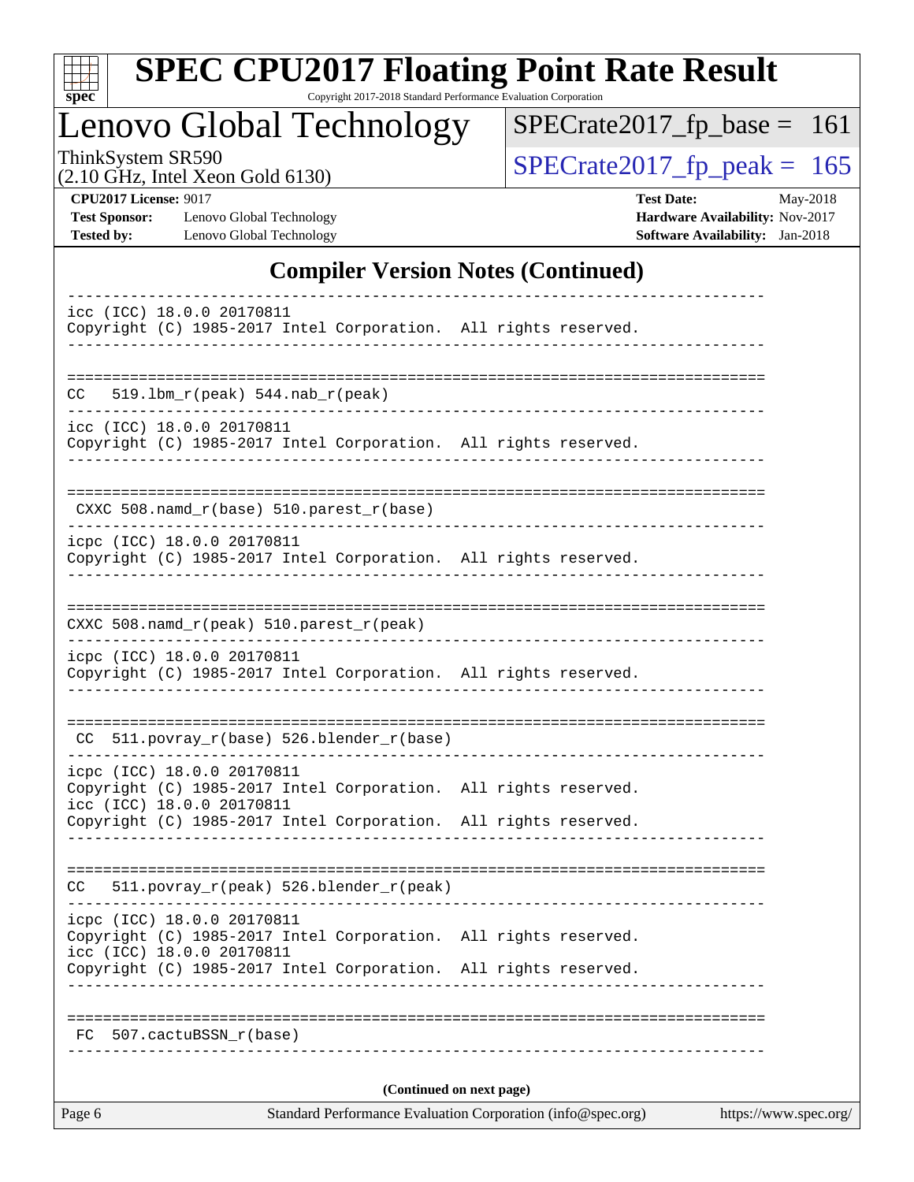## Compiler Version Notes (Continued)

```
------------------------------------------------------------------------------
icc (ICC) 18.0.0 20170811
Copyright (C) 1985-2017 Intel Corporation.  All rights reserved.
------------------------------------------------------------------------------

==============================================================================
CC  519.lbm_r(peak) 544.nab_r(peak)
------------------------------------------------------------------------------
icc (ICC) 18.0.0 20170811
Copyright (C) 1985-2017 Intel Corporation.  All rights reserved.
------------------------------------------------------------------------------

==============================================================================
 CXXC 508.namd_r(base) 510.parest_r(base)
------------------------------------------------------------------------------
icpc (ICC) 18.0.0 20170811
Copyright (C) 1985-2017 Intel Corporation.  All rights reserved.
------------------------------------------------------------------------------

==============================================================================
CXXC 508.namd_r(peak) 510.parest_r(peak)
------------------------------------------------------------------------------
icpc (ICC) 18.0.0 20170811
Copyright (C) 1985-2017 Intel Corporation.  All rights reserved.
------------------------------------------------------------------------------

==============================================================================
 CC  511.povray_r(base) 526.blender_r(base)
------------------------------------------------------------------------------
icpc (ICC) 18.0.0 20170811
Copyright (C) 1985-2017 Intel Corporation.  All rights reserved.
icc (ICC) 18.0.0 20170811
Copyright (C) 1985-2017 Intel Corporation.  All rights reserved.
------------------------------------------------------------------------------

==============================================================================
CC  511.povray_r(peak) 526.blender_r(peak)
------------------------------------------------------------------------------
icpc (ICC) 18.0.0 20170811
Copyright (C) 1985-2017 Intel Corporation.  All rights reserved.
icc (ICC) 18.0.0 20170811
Copyright (C) 1985-2017 Intel Corporation.  All rights reserved.
------------------------------------------------------------------------------

==============================================================================
 FC  507.cactuBSSN_r(base)
------------------------------------------------------------------------------
```

**(Continued on next page)**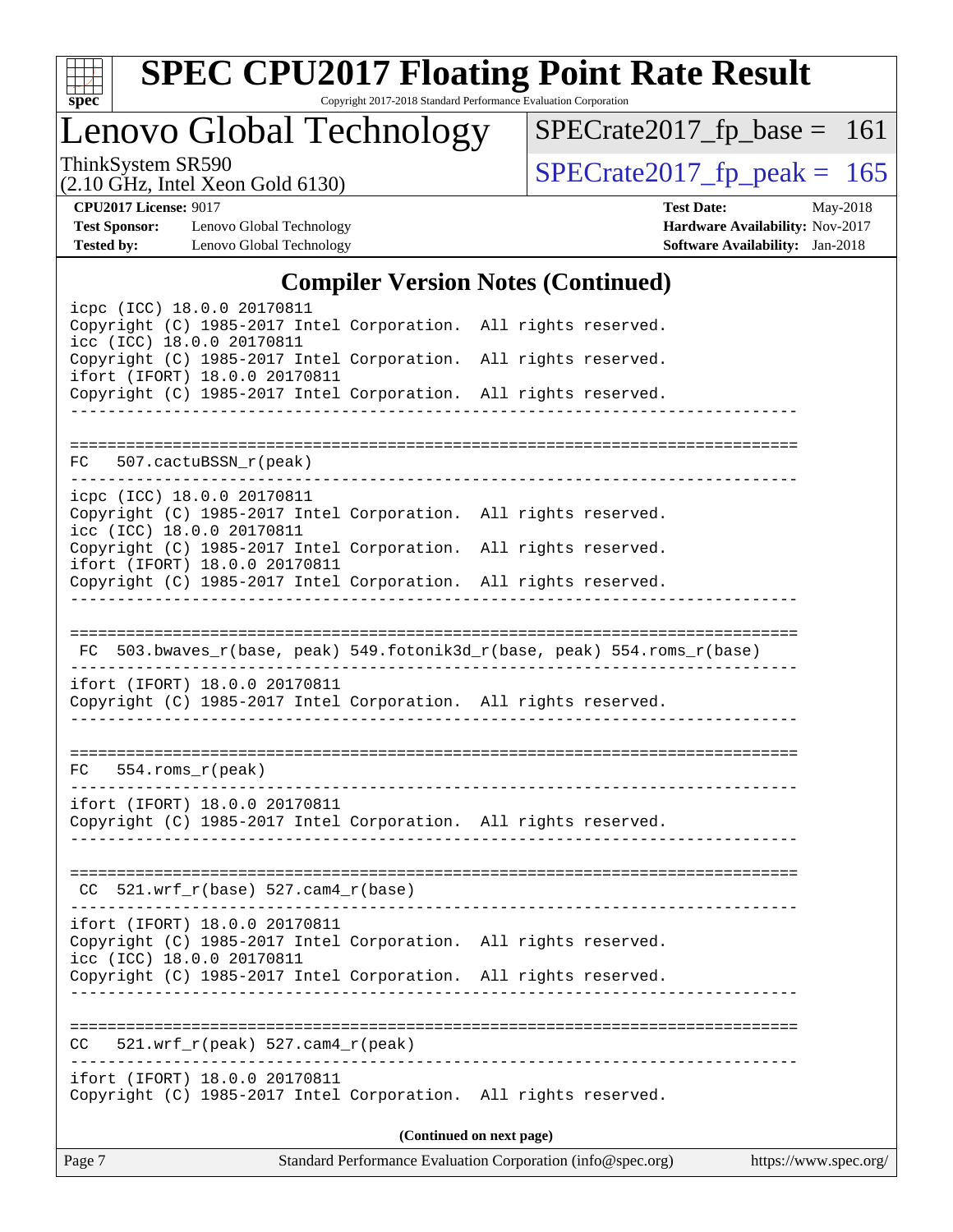# SPEC CPU2017 Floating Point Rate Result

Copyright 2017-2018 Standard Performance Evaluation Corporation

## Lenovo Global Technology

ThinkSystem SR590
(2.10 GHz, Intel Xeon Gold 6130)

SPECrate2017_fp_base = 161

SPECrate2017_fp_peak = 165

**CPU2017 License:** 9017
**Test Sponsor:** Lenovo Global Technology
**Tested by:** Lenovo Global Technology

**Test Date:** May-2018
**Hardware Availability:** Nov-2017
**Software Availability:** Jan-2018

### Compiler Version Notes (Continued)

```
icpc (ICC) 18.0.0 20170811
Copyright (C) 1985-2017 Intel Corporation.  All rights reserved.
icc (ICC) 18.0.0 20170811
Copyright (C) 1985-2017 Intel Corporation.  All rights reserved.
ifort (IFORT) 18.0.0 20170811
Copyright (C) 1985-2017 Intel Corporation.  All rights reserved.
------------------------------------------------------------------------------

==============================================================================
FC   507.cactuBSSN_r(peak)
------------------------------------------------------------------------------
icpc (ICC) 18.0.0 20170811
Copyright (C) 1985-2017 Intel Corporation.  All rights reserved.
icc (ICC) 18.0.0 20170811
Copyright (C) 1985-2017 Intel Corporation.  All rights reserved.
ifort (IFORT) 18.0.0 20170811
Copyright (C) 1985-2017 Intel Corporation.  All rights reserved.
------------------------------------------------------------------------------

==============================================================================
 FC  503.bwaves_r(base, peak) 549.fotonik3d_r(base, peak) 554.roms_r(base)
------------------------------------------------------------------------------
ifort (IFORT) 18.0.0 20170811
Copyright (C) 1985-2017 Intel Corporation.  All rights reserved.
------------------------------------------------------------------------------

==============================================================================
FC   554.roms_r(peak)
------------------------------------------------------------------------------
ifort (IFORT) 18.0.0 20170811
Copyright (C) 1985-2017 Intel Corporation.  All rights reserved.
------------------------------------------------------------------------------

==============================================================================
 CC  521.wrf_r(base) 527.cam4_r(base)
------------------------------------------------------------------------------
ifort (IFORT) 18.0.0 20170811
Copyright (C) 1985-2017 Intel Corporation.  All rights reserved.
icc (ICC) 18.0.0 20170811
Copyright (C) 1985-2017 Intel Corporation.  All rights reserved.
------------------------------------------------------------------------------

==============================================================================
CC   521.wrf_r(peak) 527.cam4_r(peak)
------------------------------------------------------------------------------
ifort (IFORT) 18.0.0 20170811
Copyright (C) 1985-2017 Intel Corporation.  All rights reserved.
```

**(Continued on next page)**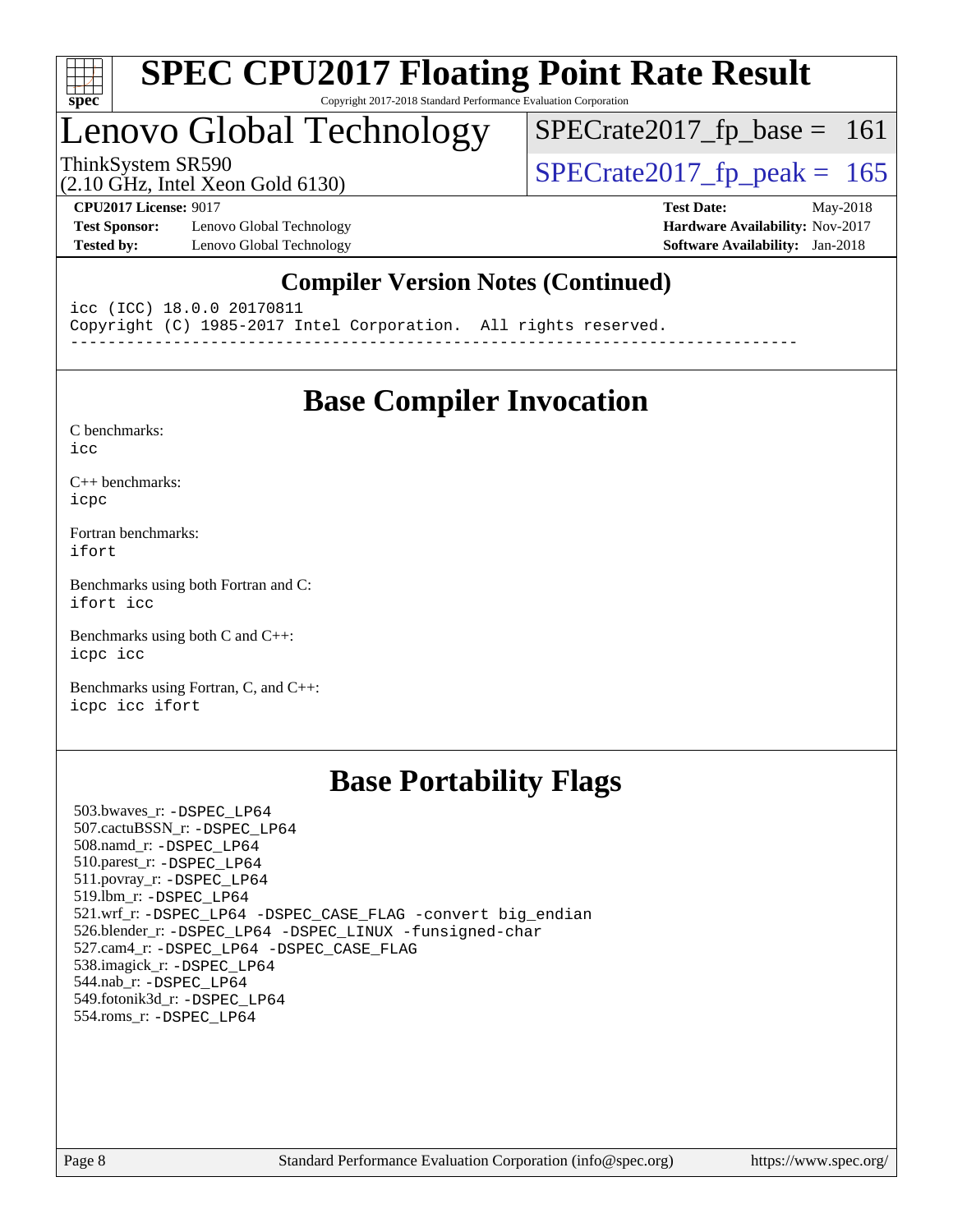# SPEC CPU2017 Floating Point Rate Result

Copyright 2017-2018 Standard Performance Evaluation Corporation

## Lenovo Global Technology

ThinkSystem SR590
(2.10 GHz, Intel Xeon Gold 6130)

SPECrate2017_fp_base = 161

SPECrate2017_fp_peak = 165

**CPU2017 License:** 9017
**Test Sponsor:** Lenovo Global Technology
**Tested by:** Lenovo Global Technology

**Test Date:** May-2018
**Hardware Availability:** Nov-2017
**Software Availability:** Jan-2018

### Compiler Version Notes (Continued)

```
icc (ICC) 18.0.0 20170811
Copyright (C) 1985-2017 Intel Corporation.  All rights reserved.
------------------------------------------------------------------------------
```

## Base Compiler Invocation

C benchmarks:
icc

C++ benchmarks:
icpc

Fortran benchmarks:
ifort

Benchmarks using both Fortran and C:
ifort icc

Benchmarks using both C and C++:
icpc icc

Benchmarks using Fortran, C, and C++:
icpc icc ifort

## Base Portability Flags

503.bwaves_r: -DSPEC_LP64
507.cactuBSSN_r: -DSPEC_LP64
508.namd_r: -DSPEC_LP64
510.parest_r: -DSPEC_LP64
511.povray_r: -DSPEC_LP64
519.lbm_r: -DSPEC_LP64
521.wrf_r: -DSPEC_LP64 -DSPEC_CASE_FLAG -convert big_endian
526.blender_r: -DSPEC_LP64 -DSPEC_LINUX -funsigned-char
527.cam4_r: -DSPEC_LP64 -DSPEC_CASE_FLAG
538.imagick_r: -DSPEC_LP64
544.nab_r: -DSPEC_LP64
549.fotonik3d_r: -DSPEC_LP64
554.roms_r: -DSPEC_LP64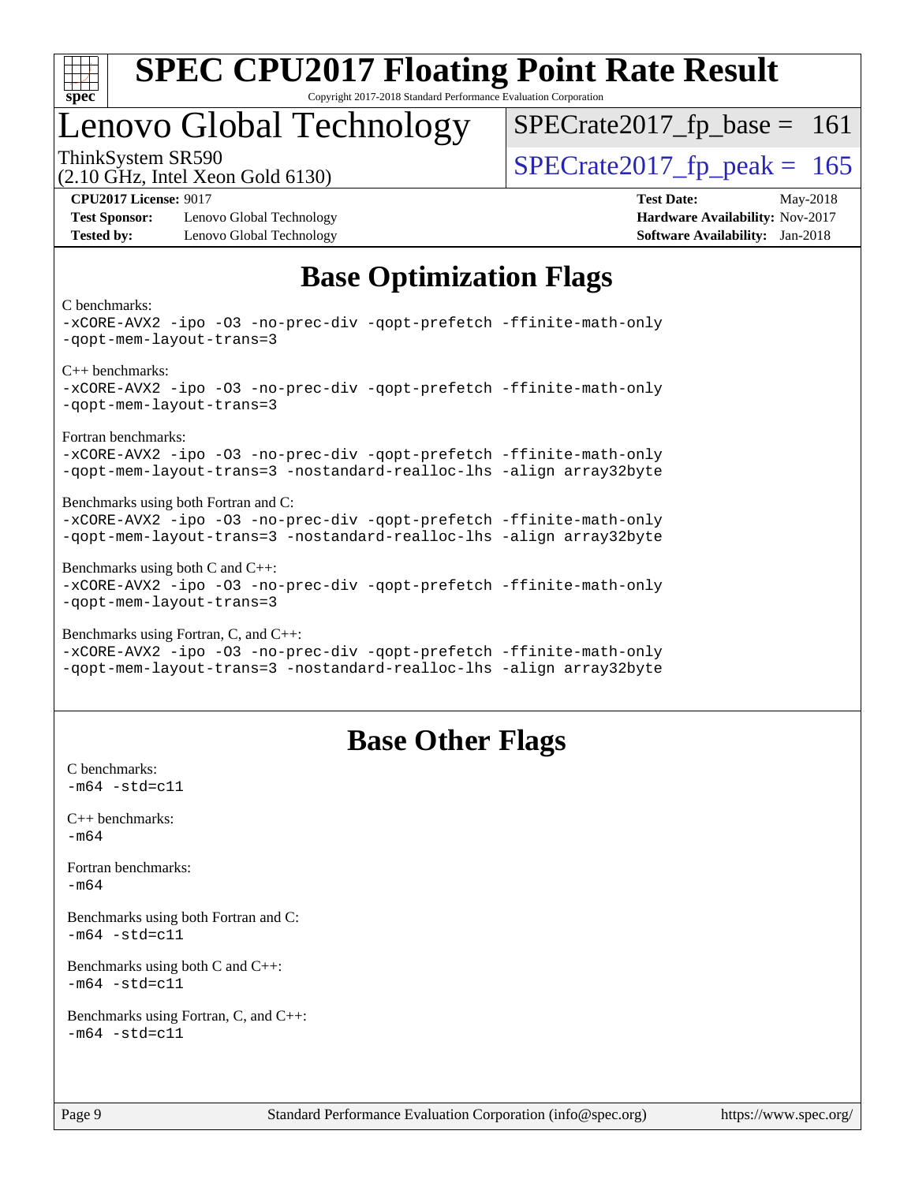# SPEC CPU2017 Floating Point Rate Result

Copyright 2017-2018 Standard Performance Evaluation Corporation

# Lenovo Global Technology

ThinkSystem SR590
(2.10 GHz, Intel Xeon Gold 6130)

SPECrate2017_fp_base = 161

SPECrate2017_fp_peak = 165

**CPU2017 License:** 9017
**Test Sponsor:** Lenovo Global Technology
**Tested by:** Lenovo Global Technology

**Test Date:** May-2018
**Hardware Availability:** Nov-2017
**Software Availability:** Jan-2018

## Base Optimization Flags

C benchmarks:
```
-xCORE-AVX2 -ipo -O3 -no-prec-div -qopt-prefetch -ffinite-math-only
-qopt-mem-layout-trans=3
```

C++ benchmarks:
```
-xCORE-AVX2 -ipo -O3 -no-prec-div -qopt-prefetch -ffinite-math-only
-qopt-mem-layout-trans=3
```

Fortran benchmarks:
```
-xCORE-AVX2 -ipo -O3 -no-prec-div -qopt-prefetch -ffinite-math-only
-qopt-mem-layout-trans=3 -nostandard-realloc-lhs -align array32byte
```

Benchmarks using both Fortran and C:
```
-xCORE-AVX2 -ipo -O3 -no-prec-div -qopt-prefetch -ffinite-math-only
-qopt-mem-layout-trans=3 -nostandard-realloc-lhs -align array32byte
```

Benchmarks using both C and C++:
```
-xCORE-AVX2 -ipo -O3 -no-prec-div -qopt-prefetch -ffinite-math-only
-qopt-mem-layout-trans=3
```

Benchmarks using Fortran, C, and C++:
```
-xCORE-AVX2 -ipo -O3 -no-prec-div -qopt-prefetch -ffinite-math-only
-qopt-mem-layout-trans=3 -nostandard-realloc-lhs -align array32byte
```

## Base Other Flags

C benchmarks:
```
-m64 -std=c11
```

C++ benchmarks:
```
-m64
```

Fortran benchmarks:
```
-m64
```

Benchmarks using both Fortran and C:
```
-m64 -std=c11
```

Benchmarks using both C and C++:
```
-m64 -std=c11
```

Benchmarks using Fortran, C, and C++:
```
-m64 -std=c11
```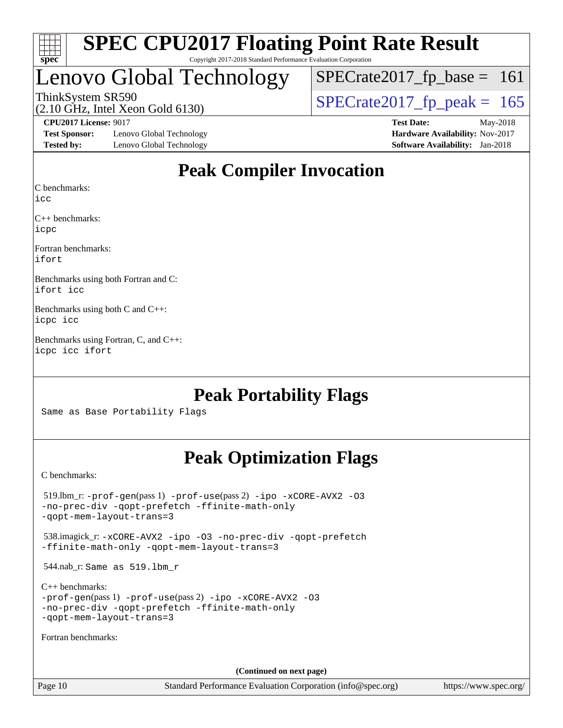# SPEC CPU2017 Floating Point Rate Result

Copyright 2017-2018 Standard Performance Evaluation Corporation

# Lenovo Global Technology

ThinkSystem SR590
(2.10 GHz, Intel Xeon Gold 6130)

SPECrate2017_fp_base = 161

SPECrate2017_fp_peak = 165

**CPU2017 License:** 9017
**Test Sponsor:** Lenovo Global Technology
**Tested by:** Lenovo Global Technology

**Test Date:** May-2018
**Hardware Availability:** Nov-2017
**Software Availability:** Jan-2018

## Peak Compiler Invocation

C benchmarks:
```
icc
```

C++ benchmarks:
```
icpc
```

Fortran benchmarks:
```
ifort
```

Benchmarks using both Fortran and C:
```
ifort icc
```

Benchmarks using both C and C++:
```
icpc icc
```

Benchmarks using Fortran, C, and C++:
```
icpc icc ifort
```

## Peak Portability Flags

Same as Base Portability Flags

## Peak Optimization Flags

C benchmarks:

519.lbm_r: -prof-gen(pass 1) -prof-use(pass 2) -ipo -xCORE-AVX2 -O3 -no-prec-div -qopt-prefetch -ffinite-math-only -qopt-mem-layout-trans=3

538.imagick_r: -xCORE-AVX2 -ipo -O3 -no-prec-div -qopt-prefetch -ffinite-math-only -qopt-mem-layout-trans=3

544.nab_r: Same as 519.lbm_r

C++ benchmarks:
-prof-gen(pass 1) -prof-use(pass 2) -ipo -xCORE-AVX2 -O3 -no-prec-div -qopt-prefetch -ffinite-math-only -qopt-mem-layout-trans=3

Fortran benchmarks:

**(Continued on next page)**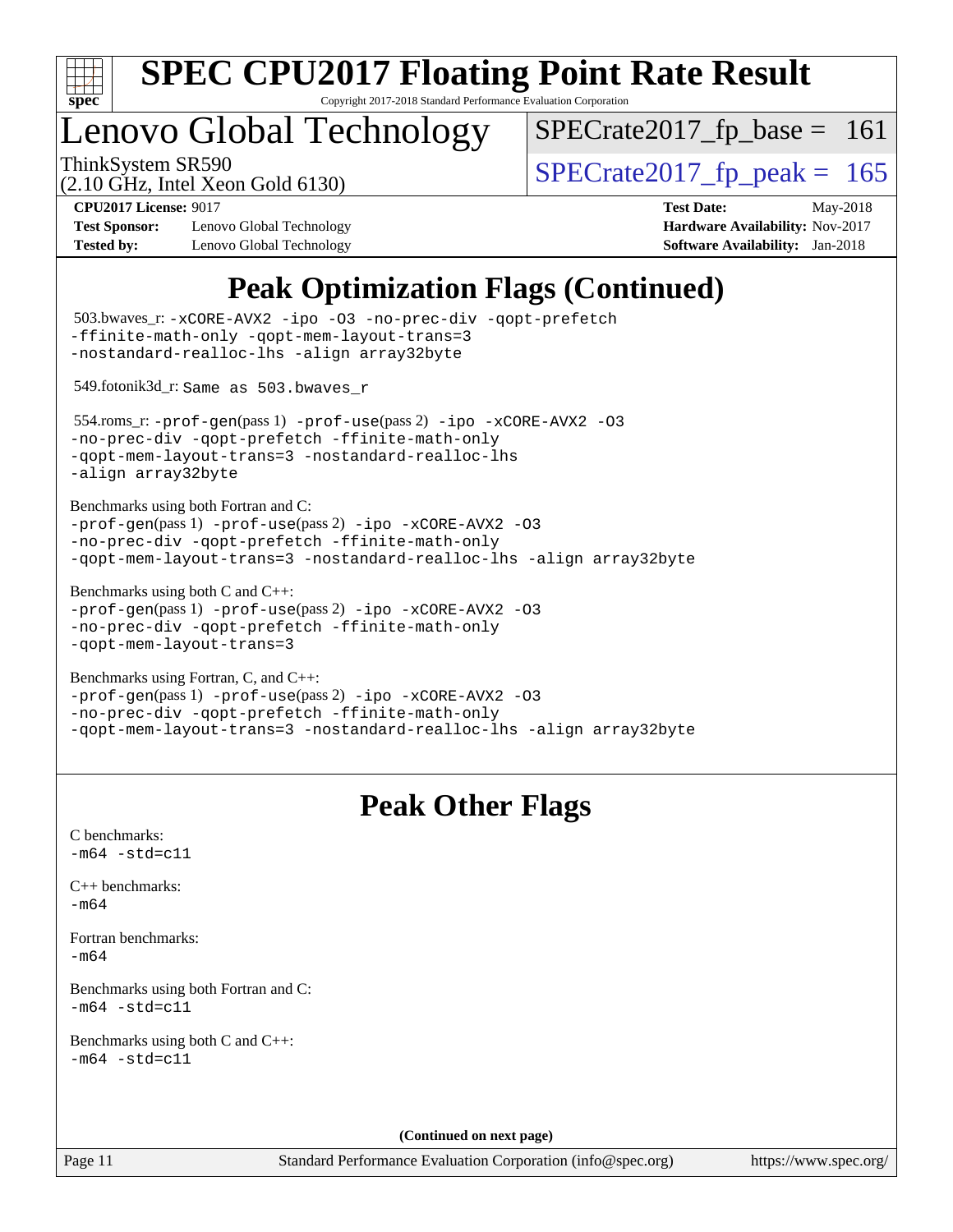# SPEC CPU2017 Floating Point Rate Result

Copyright 2017-2018 Standard Performance Evaluation Corporation

## Lenovo Global Technology

ThinkSystem SR590
(2.10 GHz, Intel Xeon Gold 6130)

SPECrate2017_fp_base = 161

SPECrate2017_fp_peak = 165

**CPU2017 License:** 9017
**Test Sponsor:** Lenovo Global Technology
**Tested by:** Lenovo Global Technology

**Test Date:** May-2018
**Hardware Availability:** Nov-2017
**Software Availability:** Jan-2018

## Peak Optimization Flags (Continued)

503.bwaves_r: `-xCORE-AVX2 -ipo -O3 -no-prec-div -qopt-prefetch -ffinite-math-only -qopt-mem-layout-trans=3 -nostandard-realloc-lhs -align array32byte`

549.fotonik3d_r: `Same as 503.bwaves_r`

554.roms_r: `-prof-gen`(pass 1) `-prof-use`(pass 2) `-ipo -xCORE-AVX2 -O3 -no-prec-div -qopt-prefetch -ffinite-math-only -qopt-mem-layout-trans=3 -nostandard-realloc-lhs -align array32byte`

Benchmarks using both Fortran and C:
`-prof-gen`(pass 1) `-prof-use`(pass 2) `-ipo -xCORE-AVX2 -O3 -no-prec-div -qopt-prefetch -ffinite-math-only -qopt-mem-layout-trans=3 -nostandard-realloc-lhs -align array32byte`

Benchmarks using both C and C++:
`-prof-gen`(pass 1) `-prof-use`(pass 2) `-ipo -xCORE-AVX2 -O3 -no-prec-div -qopt-prefetch -ffinite-math-only -qopt-mem-layout-trans=3`

Benchmarks using Fortran, C, and C++:
`-prof-gen`(pass 1) `-prof-use`(pass 2) `-ipo -xCORE-AVX2 -O3 -no-prec-div -qopt-prefetch -ffinite-math-only -qopt-mem-layout-trans=3 -nostandard-realloc-lhs -align array32byte`

## Peak Other Flags

C benchmarks:
`-m64 -std=c11`

C++ benchmarks:
`-m64`

Fortran benchmarks:
`-m64`

Benchmarks using both Fortran and C:
`-m64 -std=c11`

Benchmarks using both C and C++:
`-m64 -std=c11`

**(Continued on next page)**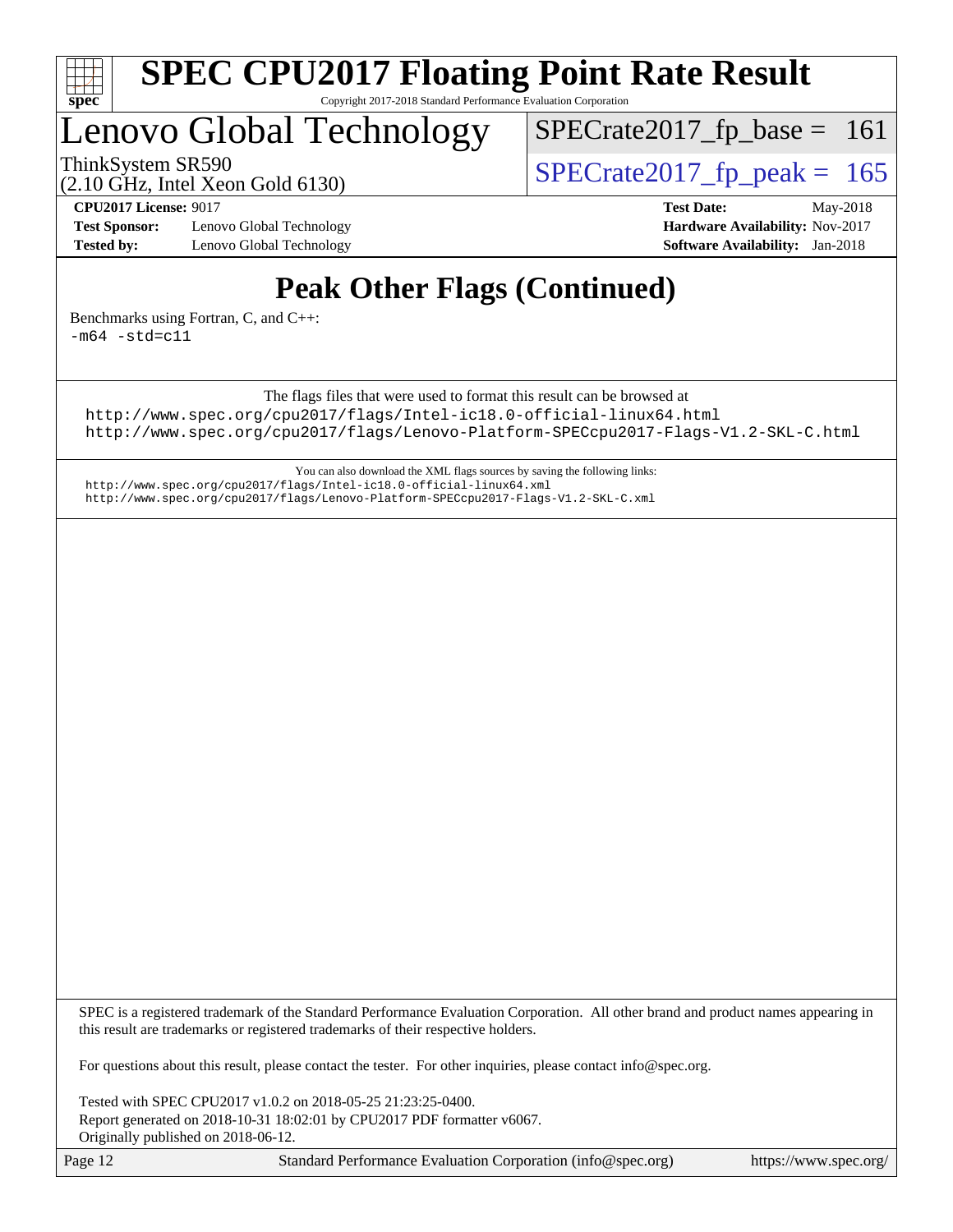## Peak Other Flags (Continued)

Benchmarks using Fortran, C, and C++:
-m64 -std=c11

The flags files that were used to format this result can be browsed at
http://www.spec.org/cpu2017/flags/Intel-ic18.0-official-linux64.html
http://www.spec.org/cpu2017/flags/Lenovo-Platform-SPECcpu2017-Flags-V1.2-SKL-C.html

You can also download the XML flags sources by saving the following links:
http://www.spec.org/cpu2017/flags/Intel-ic18.0-official-linux64.xml
http://www.spec.org/cpu2017/flags/Lenovo-Platform-SPECcpu2017-Flags-V1.2-SKL-C.xml

SPEC is a registered trademark of the Standard Performance Evaluation Corporation. All other brand and product names appearing in this result are trademarks or registered trademarks of their respective holders.

For questions about this result, please contact the tester. For other inquiries, please contact info@spec.org.

Tested with SPEC CPU2017 v1.0.2 on 2018-05-25 21:23:25-0400.
Report generated on 2018-10-31 18:02:01 by CPU2017 PDF formatter v6067.
Originally published on 2018-06-12.